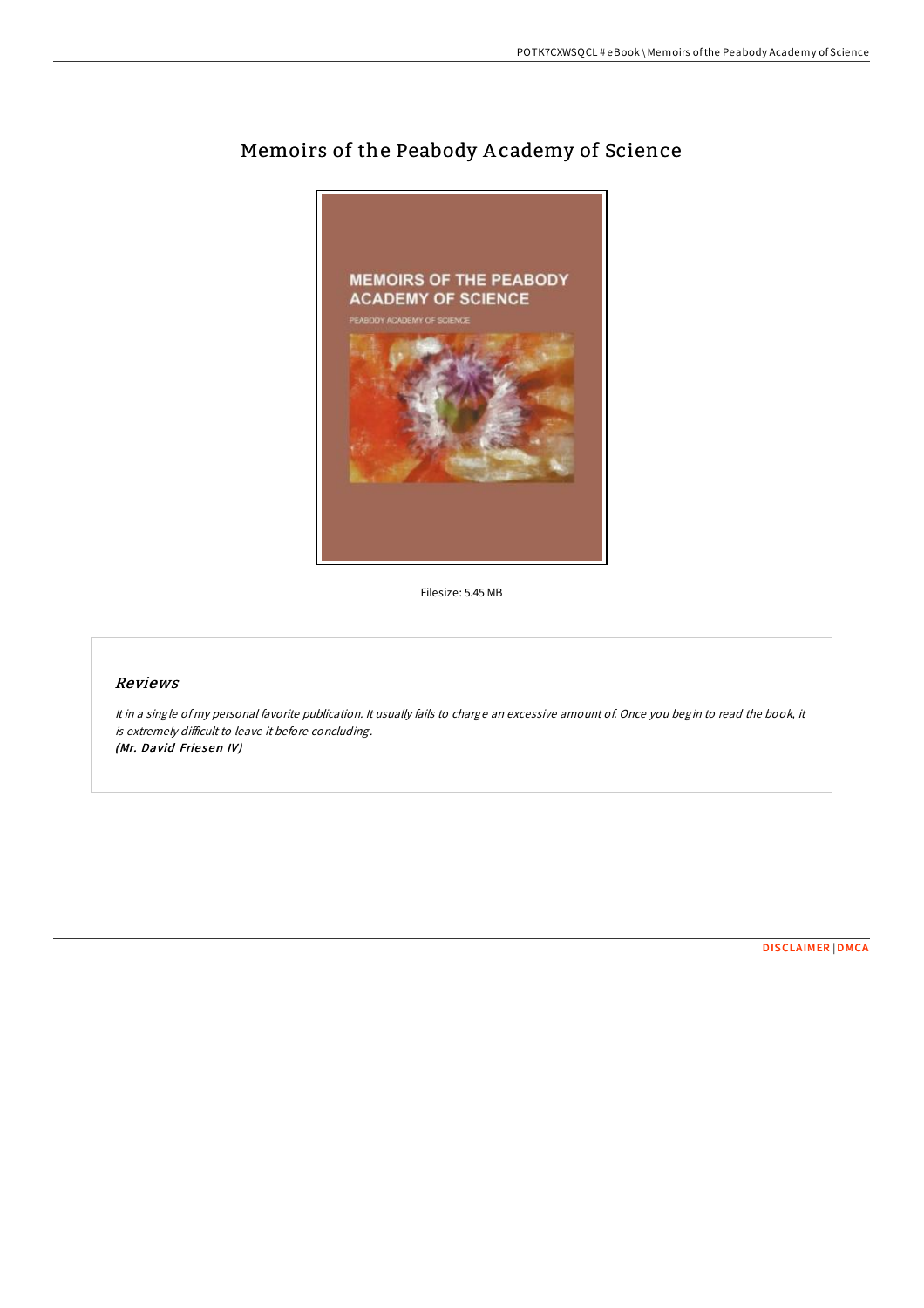# Memoirs of the Peabody Academy of Science

Filesize: 5.45 MB

## *Reviews*

*It in a single of my personal favorite publication. It usually fails to charge an excessive amount of. Once you begin to read the book, it is extremely difficult to leave it before concluding.*
***(Mr. David Friesen IV)***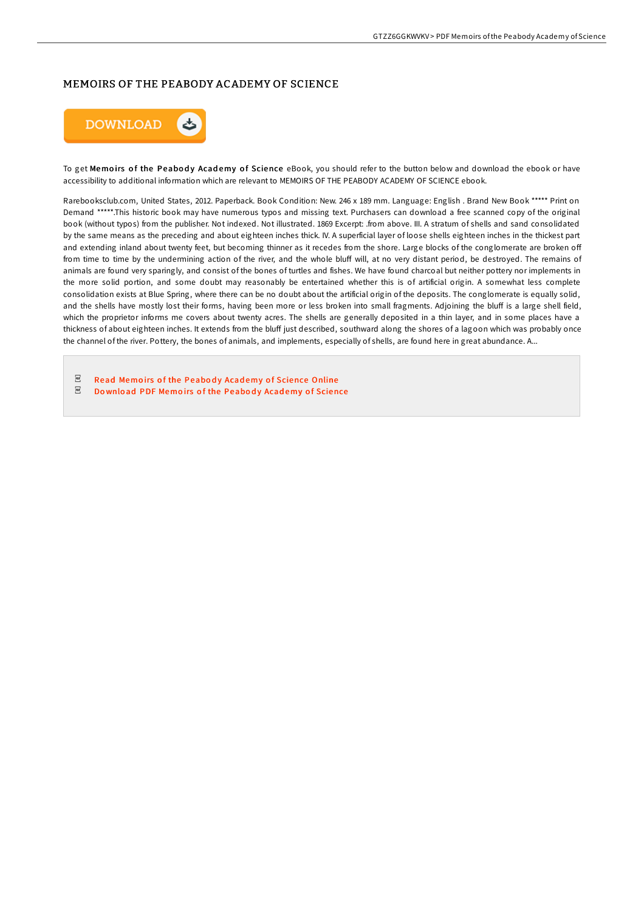# MEMOIRS OF THE PEABODY ACADEMY OF SCIENCE

DOWNLOAD

To get **Memoirs of the Peabody Academy of Science** eBook, you should refer to the button below and download the ebook or have accessibility to additional information which are relevant to MEMOIRS OF THE PEABODY ACADEMY OF SCIENCE ebook.

Rarebooksclub.com, United States, 2012. Paperback. Book Condition: New. 246 x 189 mm. Language: English . Brand New Book ***** Print on Demand *****.This historic book may have numerous typos and missing text. Purchasers can download a free scanned copy of the original book (without typos) from the publisher. Not indexed. Not illustrated. 1869 Excerpt: .from above. III. A stratum of shells and sand consolidated by the same means as the preceding and about eighteen inches thick. IV. A superficial layer of loose shells eighteen inches in the thickest part and extending inland about twenty feet, but becoming thinner as it recedes from the shore. Large blocks of the conglomerate are broken off from time to time by the undermining action of the river, and the whole bluff will, at no very distant period, be destroyed. The remains of animals are found very sparingly, and consist of the bones of turtles and fishes. We have found charcoal but neither pottery nor implements in the more solid portion, and some doubt may reasonably be entertained whether this is of artificial origin. A somewhat less complete consolidation exists at Blue Spring, where there can be no doubt about the artificial origin of the deposits. The conglomerate is equally solid, and the shells have mostly lost their forms, having been more or less broken into small fragments. Adjoining the bluff is a large shell field, which the proprietor informs me covers about twenty acres. The shells are generally deposited in a thin layer, and in some places have a thickness of about eighteen inches. It extends from the bluff just described, southward along the shores of a lagoon which was probably once the channel of the river. Pottery, the bones of animals, and implements, especially of shells, are found here in great abundance. A...

- Read Memoirs of the Peabody Academy of Science Online
- Download PDF Memoirs of the Peabody Academy of Science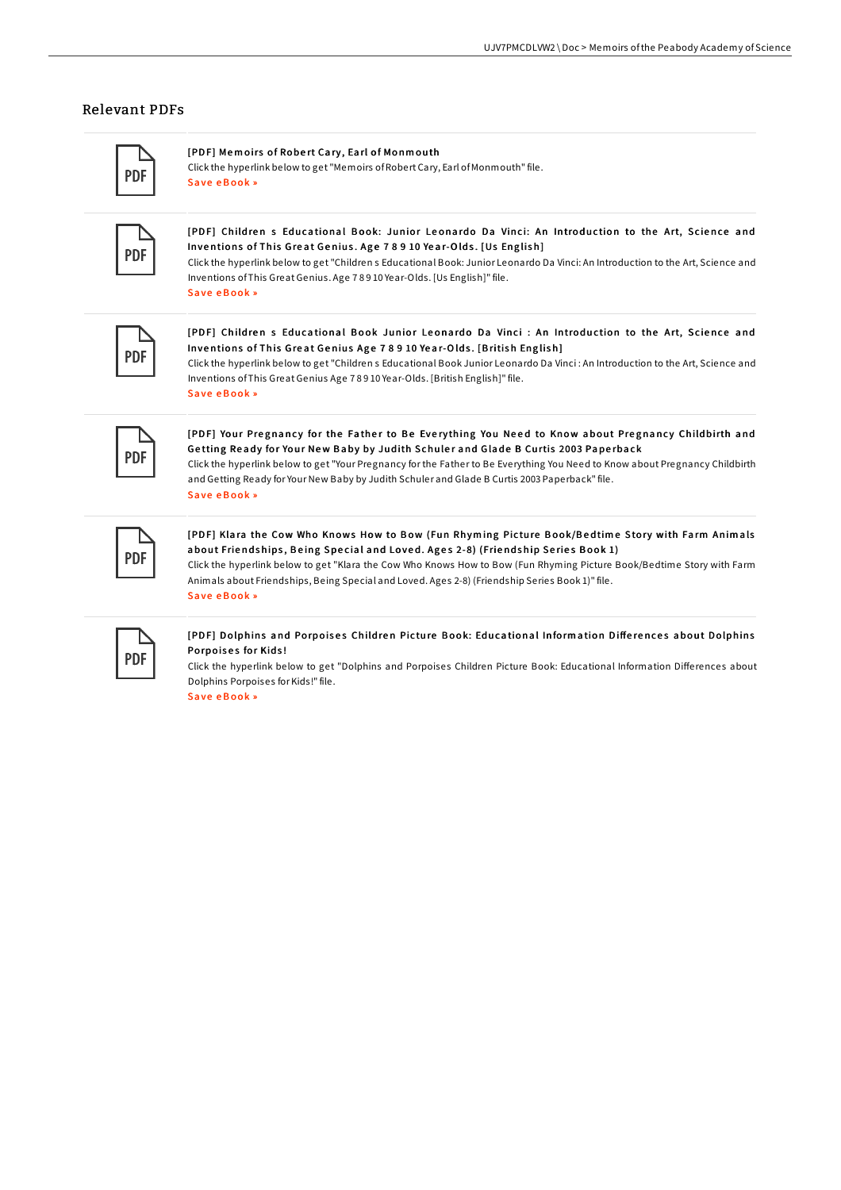## Relevant PDFs

**[PDF] Memoirs of Robert Cary, Earl of Monmouth**

Click the hyperlink below to get "Memoirs of Robert Cary, Earl of Monmouth" file.

Save eBook »

**[PDF] Children s Educational Book: Junior Leonardo Da Vinci: An Introduction to the Art, Science and Inventions of This Great Genius. Age 7 8 9 10 Year-Olds. [Us English]**

Click the hyperlink below to get "Children s Educational Book: Junior Leonardo Da Vinci: An Introduction to the Art, Science and Inventions of This Great Genius. Age 7 8 9 10 Year-Olds. [Us English]" file.

Save eBook »

**[PDF] Children s Educational Book Junior Leonardo Da Vinci : An Introduction to the Art, Science and Inventions of This Great Genius Age 7 8 9 10 Year-Olds. [British English]**

Click the hyperlink below to get "Children s Educational Book Junior Leonardo Da Vinci : An Introduction to the Art, Science and Inventions of This Great Genius Age 7 8 9 10 Year-Olds. [British English]" file.

Save eBook »

**[PDF] Your Pregnancy for the Father to Be Everything You Need to Know about Pregnancy Childbirth and Getting Ready for Your New Baby by Judith Schuler and Glade B Curtis 2003 Paperback**

Click the hyperlink below to get "Your Pregnancy for the Father to Be Everything You Need to Know about Pregnancy Childbirth and Getting Ready for Your New Baby by Judith Schuler and Glade B Curtis 2003 Paperback" file.

Save eBook »

**[PDF] Klara the Cow Who Knows How to Bow (Fun Rhyming Picture Book/Bedtime Story with Farm Animals about Friendships, Being Special and Loved. Ages 2-8) (Friendship Series Book 1)**

Click the hyperlink below to get "Klara the Cow Who Knows How to Bow (Fun Rhyming Picture Book/Bedtime Story with Farm Animals about Friendships, Being Special and Loved. Ages 2-8) (Friendship Series Book 1)" file.

Save eBook »

**[PDF] Dolphins and Porpoises Children Picture Book: Educational Information Differences about Dolphins Porpoises for Kids!**

Click the hyperlink below to get "Dolphins and Porpoises Children Picture Book: Educational Information Differences about Dolphins Porpoises for Kids!" file.

Save eBook »